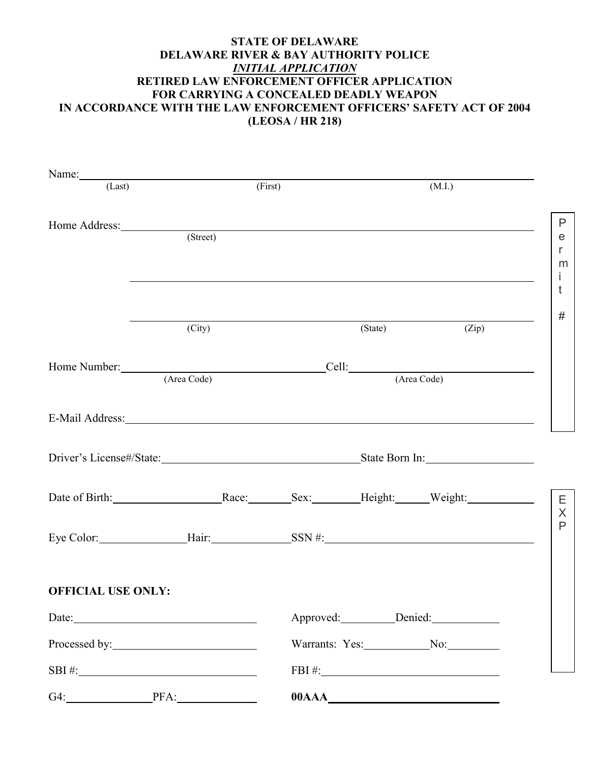**STATE OF DELAWARE**
**DELAWARE RIVER & BAY AUTHORITY POLICE**
***INITIAL APPLICATION***
**RETIRED LAW ENFORCEMENT OFFICER APPLICATION**
**FOR CARRYING A CONCEALED DEADLY WEAPON**
**IN ACCORDANCE WITH THE LAW ENFORCEMENT OFFICERS' SAFETY ACT OF 2004**
**(LEOSA / HR 218)**

Name: ______________________________________________________________
(Last) (First) (M.I.)

Home Address: _______________________________________________________
(Street)

_____________________________________________________________________

_____________________________________________________________________
(City) (State) (Zip)

Home Number: ______________________ Cell: ______________________
(Area Code) (Area Code)

E-Mail Address: ______________________________________________________

Driver's License#/State: ______________________ State Born In: ______________

Date of Birth: __________ Race: ______ Sex: ______ Height: ______ Weight: ______

Eye Color: __________ Hair: __________ SSN #: ______________________

Permit #

EXP

**OFFICIAL USE ONLY:**

Date: ______________________ Approved: __________ Denied: __________

Processed by: ______________________ Warrants: Yes: __________ No: __________

SBI #: ______________________ FBI #: ______________________

G4: __________ PFA: __________ **00AAA** ______________________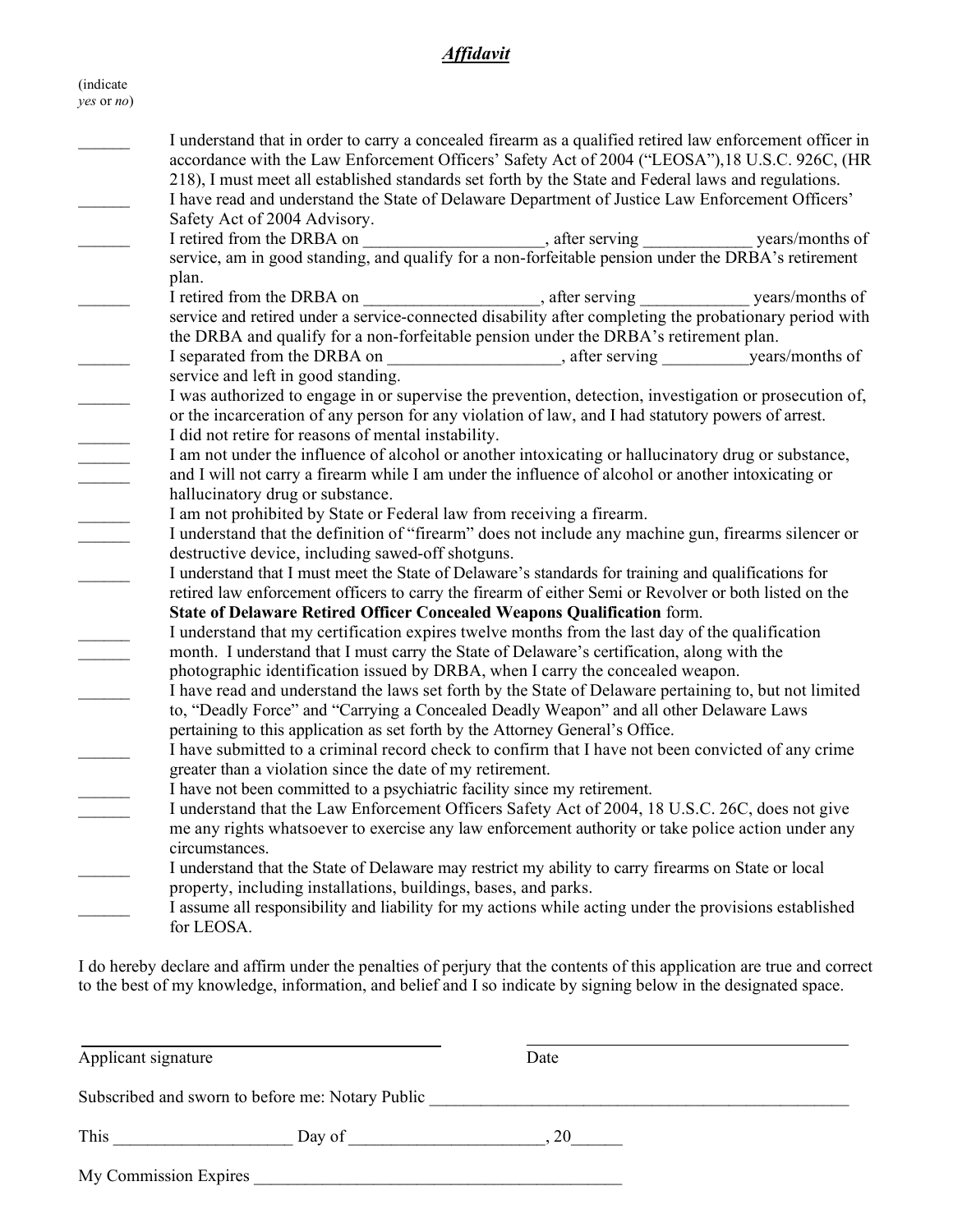## ***Affidavit***

(indicate *yes* or *no*)

______ I understand that in order to carry a concealed firearm as a qualified retired law enforcement officer in accordance with the Law Enforcement Officers' Safety Act of 2004 ("LEOSA"),18 U.S.C. 926C, (HR 218), I must meet all established standards set forth by the State and Federal laws and regulations.

______ I have read and understand the State of Delaware Department of Justice Law Enforcement Officers' Safety Act of 2004 Advisory.

______ I retired from the DRBA on ____________________, after serving ____________ years/months of service, am in good standing, and qualify for a non-forfeitable pension under the DRBA's retirement plan.

______ I retired from the DRBA on ____________________, after serving ____________ years/months of service and retired under a service-connected disability after completing the probationary period with the DRBA and qualify for a non-forfeitable pension under the DRBA's retirement plan.

______ I separated from the DRBA on ___________________, after serving __________years/months of service and left in good standing.

______ I was authorized to engage in or supervise the prevention, detection, investigation or prosecution of, or the incarceration of any person for any violation of law, and I had statutory powers of arrest.

______ I did not retire for reasons of mental instability.

______ I am not under the influence of alcohol or another intoxicating or hallucinatory drug or substance,

______ and I will not carry a firearm while I am under the influence of alcohol or another intoxicating or hallucinatory drug or substance.

______ I am not prohibited by State or Federal law from receiving a firearm.

______ I understand that the definition of "firearm" does not include any machine gun, firearms silencer or destructive device, including sawed-off shotguns.

______ I understand that I must meet the State of Delaware's standards for training and qualifications for retired law enforcement officers to carry the firearm of either Semi or Revolver or both listed on the **State of Delaware Retired Officer Concealed Weapons Qualification** form.

______ I understand that my certification expires twelve months from the last day of the qualification

______ month. I understand that I must carry the State of Delaware's certification, along with the photographic identification issued by DRBA, when I carry the concealed weapon.

______ I have read and understand the laws set forth by the State of Delaware pertaining to, but not limited to, "Deadly Force" and "Carrying a Concealed Deadly Weapon" and all other Delaware Laws pertaining to this application as set forth by the Attorney General's Office.

______ I have submitted to a criminal record check to confirm that I have not been convicted of any crime greater than a violation since the date of my retirement.

______ I have not been committed to a psychiatric facility since my retirement.

______ I understand that the Law Enforcement Officers Safety Act of 2004, 18 U.S.C. 26C, does not give me any rights whatsoever to exercise any law enforcement authority or take police action under any circumstances.

______ I understand that the State of Delaware may restrict my ability to carry firearms on State or local property, including installations, buildings, bases, and parks.

______ I assume all responsibility and liability for my actions while acting under the provisions established for LEOSA.

I do hereby declare and affirm under the penalties of perjury that the contents of this application are true and correct to the best of my knowledge, information, and belief and I so indicate by signing below in the designated space.

______________________________________ ______________________________________

Applicant signature Date

Subscribed and sworn to before me: Notary Public ______________________________________

This ____________________ Day of ______________________, 20______

My Commission Expires ______________________________________